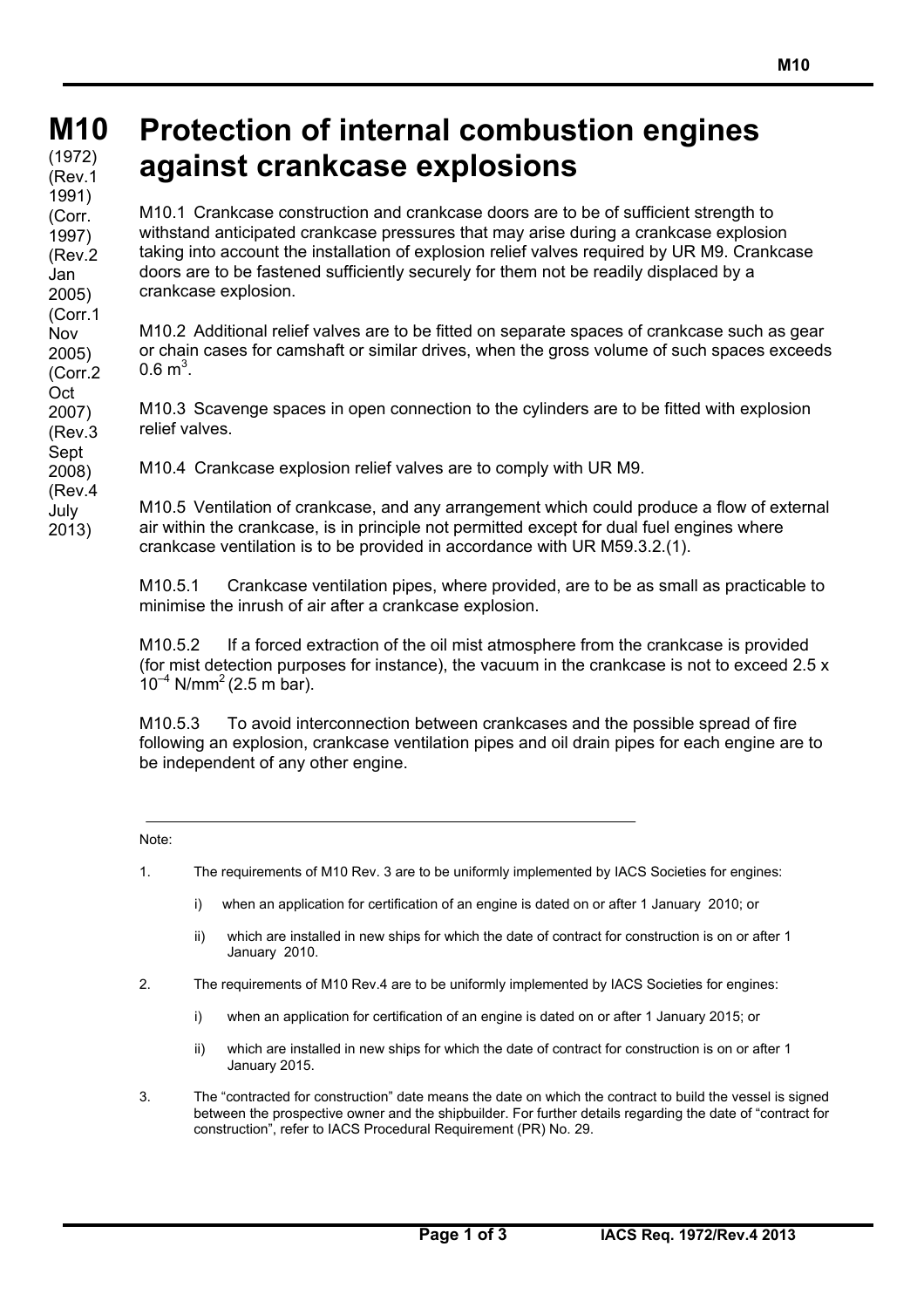# M10 Protection of internal combustion engines against crankcase explosions

(1972) (Rev.1 1991) (Corr. 1997) (Rev.2 Jan 2005) (Corr.1 Nov 2005) (Corr.2 Oct 2007) (Rev.3 Sept 2008) (Rev.4 July 2013)

M10.1 Crankcase construction and crankcase doors are to be of sufficient strength to withstand anticipated crankcase pressures that may arise during a crankcase explosion taking into account the installation of explosion relief valves required by UR M9. Crankcase doors are to be fastened sufficiently securely for them not be readily displaced by a crankcase explosion.

M10.2 Additional relief valves are to be fitted on separate spaces of crankcase such as gear or chain cases for camshaft or similar drives, when the gross volume of such spaces exceeds $0.6 \text{ m}^3$.

M10.3 Scavenge spaces in open connection to the cylinders are to be fitted with explosion relief valves.

M10.4 Crankcase explosion relief valves are to comply with UR M9.

M10.5 Ventilation of crankcase, and any arrangement which could produce a flow of external air within the crankcase, is in principle not permitted except for dual fuel engines where crankcase ventilation is to be provided in accordance with UR M59.3.2.(1).

M10.5.1 Crankcase ventilation pipes, where provided, are to be as small as practicable to minimise the inrush of air after a crankcase explosion.

M10.5.2 If a forced extraction of the oil mist atmosphere from the crankcase is provided (for mist detection purposes for instance), the vacuum in the crankcase is not to exceed $2.5 \times 10^{-4} \text{ N/mm}^2$ (2.5 m bar).

M10.5.3 To avoid interconnection between crankcases and the possible spread of fire following an explosion, crankcase ventilation pipes and oil drain pipes for each engine are to be independent of any other engine.

---

Note:

1. The requirements of M10 Rev. 3 are to be uniformly implemented by IACS Societies for engines:

   i) when an application for certification of an engine is dated on or after 1 January 2010; or

   ii) which are installed in new ships for which the date of contract for construction is on or after 1 January 2010.

2. The requirements of M10 Rev.4 are to be uniformly implemented by IACS Societies for engines:

   i) when an application for certification of an engine is dated on or after 1 January 2015; or

   ii) which are installed in new ships for which the date of contract for construction is on or after 1 January 2015.

3. The "contracted for construction" date means the date on which the contract to build the vessel is signed between the prospective owner and the shipbuilder. For further details regarding the date of "contract for construction", refer to IACS Procedural Requirement (PR) No. 29.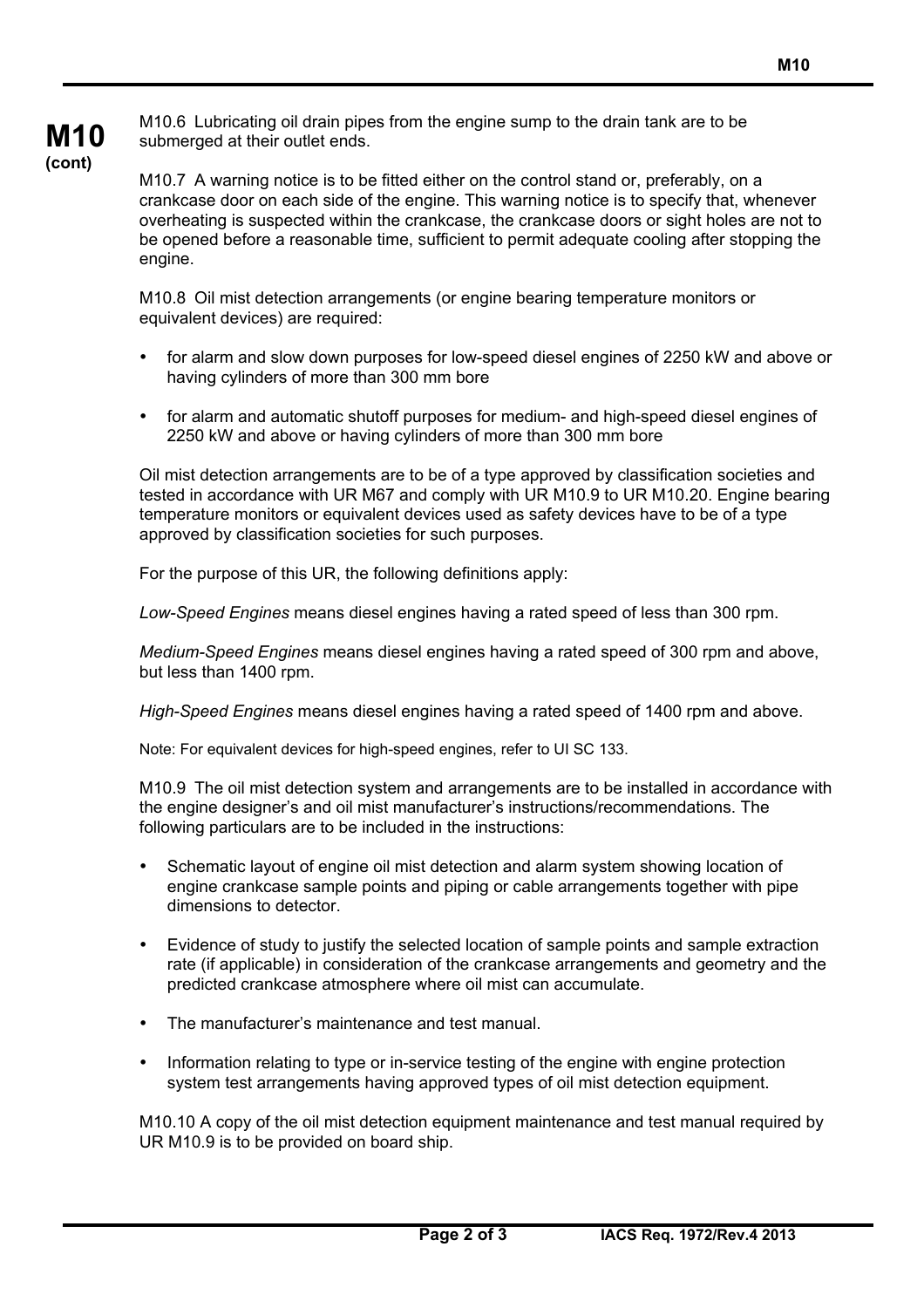**M10 (cont)**

M10.6 Lubricating oil drain pipes from the engine sump to the drain tank are to be submerged at their outlet ends.

M10.7 A warning notice is to be fitted either on the control stand or, preferably, on a crankcase door on each side of the engine. This warning notice is to specify that, whenever overheating is suspected within the crankcase, the crankcase doors or sight holes are not to be opened before a reasonable time, sufficient to permit adequate cooling after stopping the engine.

M10.8 Oil mist detection arrangements (or engine bearing temperature monitors or equivalent devices) are required:

- for alarm and slow down purposes for low-speed diesel engines of 2250 kW and above or having cylinders of more than 300 mm bore
- for alarm and automatic shutoff purposes for medium- and high-speed diesel engines of 2250 kW and above or having cylinders of more than 300 mm bore

Oil mist detection arrangements are to be of a type approved by classification societies and tested in accordance with UR M67 and comply with UR M10.9 to UR M10.20. Engine bearing temperature monitors or equivalent devices used as safety devices have to be of a type approved by classification societies for such purposes.

For the purpose of this UR, the following definitions apply:

*Low-Speed Engines* means diesel engines having a rated speed of less than 300 rpm.

*Medium-Speed Engines* means diesel engines having a rated speed of 300 rpm and above, but less than 1400 rpm.

*High-Speed Engines* means diesel engines having a rated speed of 1400 rpm and above.

Note: For equivalent devices for high-speed engines, refer to UI SC 133.

M10.9 The oil mist detection system and arrangements are to be installed in accordance with the engine designer's and oil mist manufacturer's instructions/recommendations. The following particulars are to be included in the instructions:

- Schematic layout of engine oil mist detection and alarm system showing location of engine crankcase sample points and piping or cable arrangements together with pipe dimensions to detector.
- Evidence of study to justify the selected location of sample points and sample extraction rate (if applicable) in consideration of the crankcase arrangements and geometry and the predicted crankcase atmosphere where oil mist can accumulate.
- The manufacturer's maintenance and test manual.
- Information relating to type or in-service testing of the engine with engine protection system test arrangements having approved types of oil mist detection equipment.

M10.10 A copy of the oil mist detection equipment maintenance and test manual required by UR M10.9 is to be provided on board ship.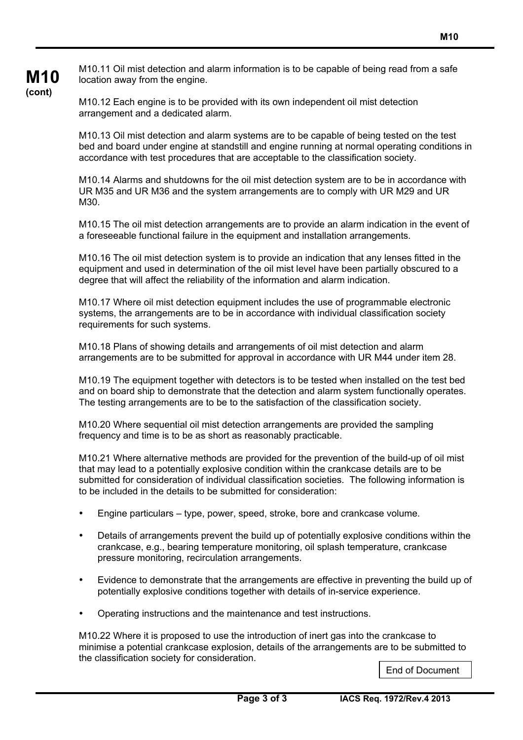**M10 (cont)**

M10.11 Oil mist detection and alarm information is to be capable of being read from a safe location away from the engine.

M10.12 Each engine is to be provided with its own independent oil mist detection arrangement and a dedicated alarm.

M10.13 Oil mist detection and alarm systems are to be capable of being tested on the test bed and board under engine at standstill and engine running at normal operating conditions in accordance with test procedures that are acceptable to the classification society.

M10.14 Alarms and shutdowns for the oil mist detection system are to be in accordance with UR M35 and UR M36 and the system arrangements are to comply with UR M29 and UR M30.

M10.15 The oil mist detection arrangements are to provide an alarm indication in the event of a foreseeable functional failure in the equipment and installation arrangements.

M10.16 The oil mist detection system is to provide an indication that any lenses fitted in the equipment and used in determination of the oil mist level have been partially obscured to a degree that will affect the reliability of the information and alarm indication.

M10.17 Where oil mist detection equipment includes the use of programmable electronic systems, the arrangements are to be in accordance with individual classification society requirements for such systems.

M10.18 Plans of showing details and arrangements of oil mist detection and alarm arrangements are to be submitted for approval in accordance with UR M44 under item 28.

M10.19 The equipment together with detectors is to be tested when installed on the test bed and on board ship to demonstrate that the detection and alarm system functionally operates. The testing arrangements are to be to the satisfaction of the classification society.

M10.20 Where sequential oil mist detection arrangements are provided the sampling frequency and time is to be as short as reasonably practicable.

M10.21 Where alternative methods are provided for the prevention of the build-up of oil mist that may lead to a potentially explosive condition within the crankcase details are to be submitted for consideration of individual classification societies. The following information is to be included in the details to be submitted for consideration:

- Engine particulars – type, power, speed, stroke, bore and crankcase volume.
- Details of arrangements prevent the build up of potentially explosive conditions within the crankcase, e.g., bearing temperature monitoring, oil splash temperature, crankcase pressure monitoring, recirculation arrangements.
- Evidence to demonstrate that the arrangements are effective in preventing the build up of potentially explosive conditions together with details of in-service experience.
- Operating instructions and the maintenance and test instructions.

M10.22 Where it is proposed to use the introduction of inert gas into the crankcase to minimise a potential crankcase explosion, details of the arrangements are to be submitted to the classification society for consideration.

End of Document